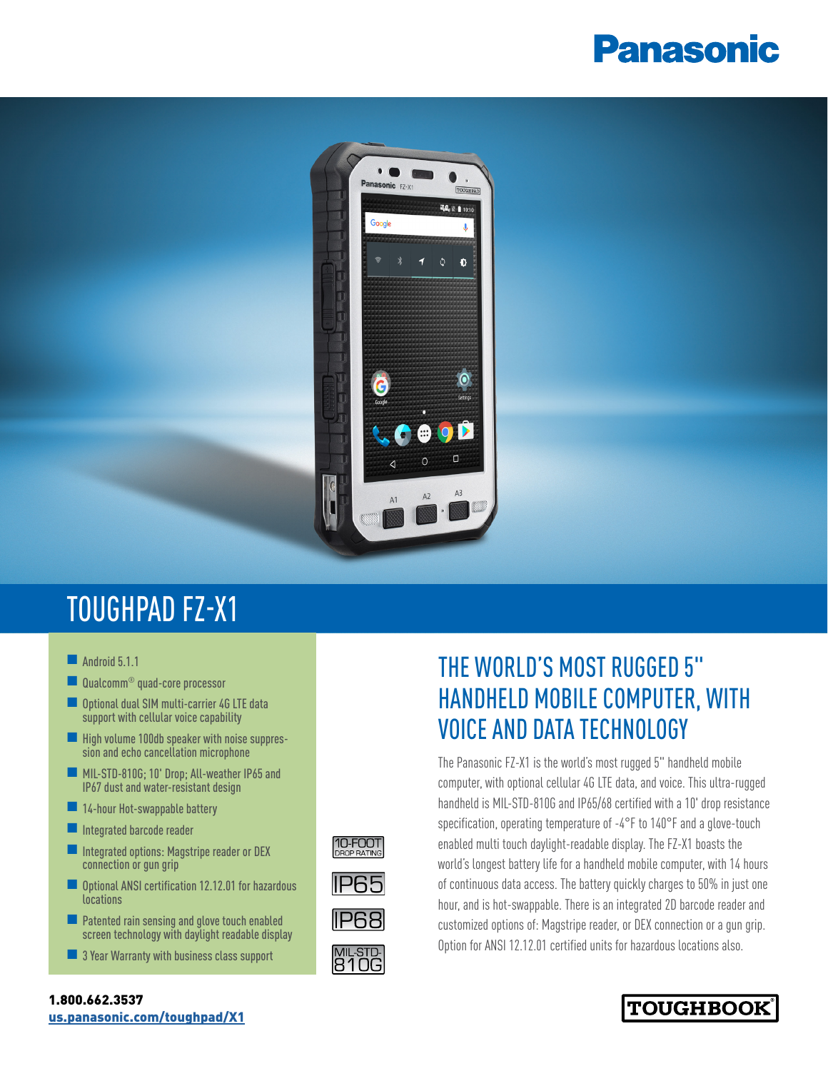Panasonic

# TOUGHPAD FZ-X1

- Android 5.1.1
- Qualcomm® quad-core processor
- Optional dual SIM multi-carrier 4G LTE data support with cellular voice capability
- High volume 100db speaker with noise suppression and echo cancellation microphone
- MIL-STD-810G; 10' Drop; All-weather IP65 and IP67 dust and water-resistant design
- 14-hour Hot-swappable battery
- Integrated barcode reader
- Integrated options: Magstripe reader or DEX connection or gun grip
- Optional ANSI certification 12.12.01 for hazardous locations
- Patented rain sensing and glove touch enabled screen technology with daylight readable display
- 3 Year Warranty with business class support

10-FOOT DROP RATING

IP65

IP68

MIL-STD-810G

## THE WORLD'S MOST RUGGED 5" HANDHELD MOBILE COMPUTER, WITH VOICE AND DATA TECHNOLOGY

The Panasonic FZ-X1 is the world's most rugged 5" handheld mobile computer, with optional cellular 4G LTE data, and voice. This ultra-rugged handheld is MIL-STD-810G and IP65/68 certified with a 10' drop resistance specification, operating temperature of -4°F to 140°F and a glove-touch enabled multi touch daylight-readable display. The FZ-X1 boasts the world's longest battery life for a handheld mobile computer, with 14 hours of continuous data access. The battery quickly charges to 50% in just one hour, and is hot-swappable. There is an integrated 2D barcode reader and customized options of: Magstripe reader, or DEX connection or a gun grip. Option for ANSI 12.12.01 certified units for hazardous locations also.

**1.800.662.3537**
**us.panasonic.com/toughpad/X1**

TOUGHBOOK®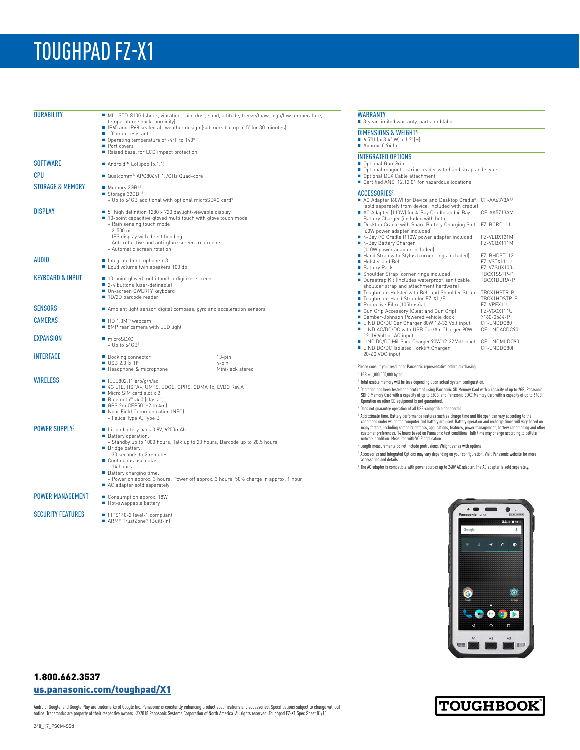# TOUGHPAD FZ-X1

## DURABILITY

- MIL-STD-810G (shock, vibration, rain, dust, sand, altitude, freeze/thaw, high/low temperature, temperature shock, humidity)
- IP65 and IP68 sealed all-weather design (submersible up to 5' for 30 minutes)
- 10' drop-resistant
- Operating temperature of -4°F to 140°F
- Port covers
- Raised bezel for LCD impact protection

## SOFTWARE

- Android™ Lollipop (5.1.1)

## CPU

- Qualcomm® APQ8064T 1.7GHz Quad-core

## STORAGE & MEMORY

- Memory 2GB[1,2]
- Storage 32GB[1,2]
  - Up to 64GB additional with optional microSDXC card[3]

## DISPLAY

- 5" high definition 1280 x 720 daylight-viewable display
- 10-point capacitive gloved multi touch with glove touch mode
  - Rain sensing touch mode
  - 2-500 nit
  - IPS display with direct bonding
  - Anti-reflective and anti-glare screen treatments
  - Automatic screen rotation

## AUDIO

- Integrated microphone x 3
- Loud volume twin speakers 100 db

## KEYBOARD & INPUT

- 10-point gloved multi touch + digitizer screen
- 2-4 buttons (user-definable)
- On-screen QWERTY keyboard
- 1D/2D barcode reader

## SENSORS

- Ambient light sensor, digital compass, gyro and acceleration sensors

## CAMERAS

- HD 1.3MP webcam
- 8MP rear camera with LED light

## EXPANSION

- microSDXC
  - Up to 64GB[3]

## INTERFACE

| | |
|---|---|
| Docking connector | 13-pin |
| USB 2.0 (x 1)[4] | 4-pin |
| Headphone & microphone | Mini-jack stereo |

## WIRELESS

- IEEE802.11 a/b/g/n/ac
- 4G LTE, HSPA+, UMTS, EDGE, GPRS, CDMA 1x, EVDO Rev.A
- Micro SIM card slot x 2
- Bluetooth® v4.0 (class 1)
- GPS 2m CEP50 (±2 to 4m)
- Near Field Communication (NFC)
  - Felica Type A, Type B

## POWER SUPPLY[5]

- Li-Ion battery pack 3.8V, 6200mAh
- Battery operation:
  - Standby up to 1000 hours; Talk up to 23 hours; Barcode up to 20.5 hours
- Bridge battery:
  - 30 seconds to 2 minutes
- Continuous use data:
  - 14 hours
- Battery charging time:
  - Power on approx. 3 hours; Power off approx. 3 hours; 50% charge in approx. 1 hour
- AC adapter sold separately

## POWER MANAGEMENT

- Consumption approx. 18W
- Hot-swappable battery

## SECURITY FEATURES

- FIPS140-2 level-1 compliant
- ARM® TrustZone® (Built-in)

## WARRANTY

- 3-year limited warranty, parts and labor

## DIMENSIONS & WEIGHT[6]

- 6.5"(L) x 3.4"(W) x 1.2"(H)
- Approx. 0.94 lb.

## INTEGRATED OPTIONS

- Optional Gun Grip
- Optional magnetic stripe reader with hand strap and stylus
- Optional DEX Cable attachment
- Certified ANSI 12.12.01 for hazardous locations

## ACCESSORIES[7]

| | |
|---|---|
| AC Adapter (60W) for Device and Desktop Cradle[8] (sold separately from device, included with cradle) | CF-AA6373AM |
| AC Adapter (110W) for 4-Bay Cradle and 4-Bay Battery Charger (included with both) | CF-AA5713AM |
| Desktop Cradle with Spare Battery Charging Slot (60W power adapter included) | FZ-BCRD111 |
| 4-Bay I/O Cradle (110W power adapter included) | FZ-VEBX121M |
| 4-Bay Battery Charger (110W power adapter included) | FZ-VCBX111M |
| Hand Strap with Stylus (corner rings included) | FZ-BHDST112 |
| Holster and Belt | FZ-VSTX111U |
| Battery Pack | FZ-VZSUX100J |
| Shoulder Strap (corner rings included) | TBCX1SSTP-P |
| Durastrap Kit (Includes waterproof, sanitizable shoulder strap and attachment hardware) | TBCX1DURA-P |
| Toughmate Holster with Belt and Shoulder Strap | TBCX1HSTR-P |
| Toughmate Hand Strap for FZ-X1 /E1 | TBCX1HDSTP-P |
| Protective Film (10films/kit) | FZ-VPFX11U |
| Gun Grip Accessory (Cleat and Gun Grip) | FZ-VGGX111U |
| Gamber-Johnson Powered vehicle dock | 7160-0564-P |
| LIND DC/DC Car Charger 80W 12-32 Volt input | CF-LNDDC80 |
| LIND AC/DC/DC with USB Car/Air Charger 90W 12-16 Volt or AC input | CF-LNDACDC90 |
| LIND DC/DC Mil-Spec Charger 90W 12-32 Volt input | CF-LNDMLDC90 |
| LIND DC/DC Isolated Forklift Charger 20-60 VDC input | CF-LNDDC80I |

Please consult your reseller or Panasonic representative before purchasing.

[1] 1GB = 1,000,000,000 bytes.

[2] Total usable memory will be less depending upon actual system configuration.

[3] Operation has been tested and confirmed using Panasonic SD Memory Card with a capacity of up to 2GB, Panasonic SDHC Memory Card with a capacity of up to 32GB, and Panasonic SDXC Memory Card with a capacity of up to 64GB. Operation on other SD equipment is not guaranteed.

[4] Does not guarantee operation of all USB-compatible peripherals.

[5] Approximate time. Battery performance features such as charge time and life span can vary according to the conditions under which the computer and battery are used. Battery operation and recharge times will vary based on many factors, including screen brightness, applications, features, power management, battery conditioning and other customer preferences. 14 hours based on Panasonic test conditions. Talk time may change according to cellular network condition. Measured with VOIP application.

[6] Length measurements do not include protrusions. Weight varies with options.

[7] Accessories and Integrated Options may vary depending on your configuration. Visit Panasonic website for more accessories and details.

[8] The AC adapter is compatible with power sources up to 240V AC adapter. The AC adapter is sold separately.

**1.800.662.3537**

**us.panasonic.com/toughpad/X1**

TOUGHBOOK

Android, Google, and Google Play are trademarks of Google Inc. Panasonic is constantly enhancing product specifications and accessories. Specifications subject to change without notice. Trademarks are property of their respective owners. ©2018 Panasonic Systems Corporation of North America. All rights reserved. Toughpad FZ-X1 Spec Sheet 01/18

248_17_PSCM-SSd